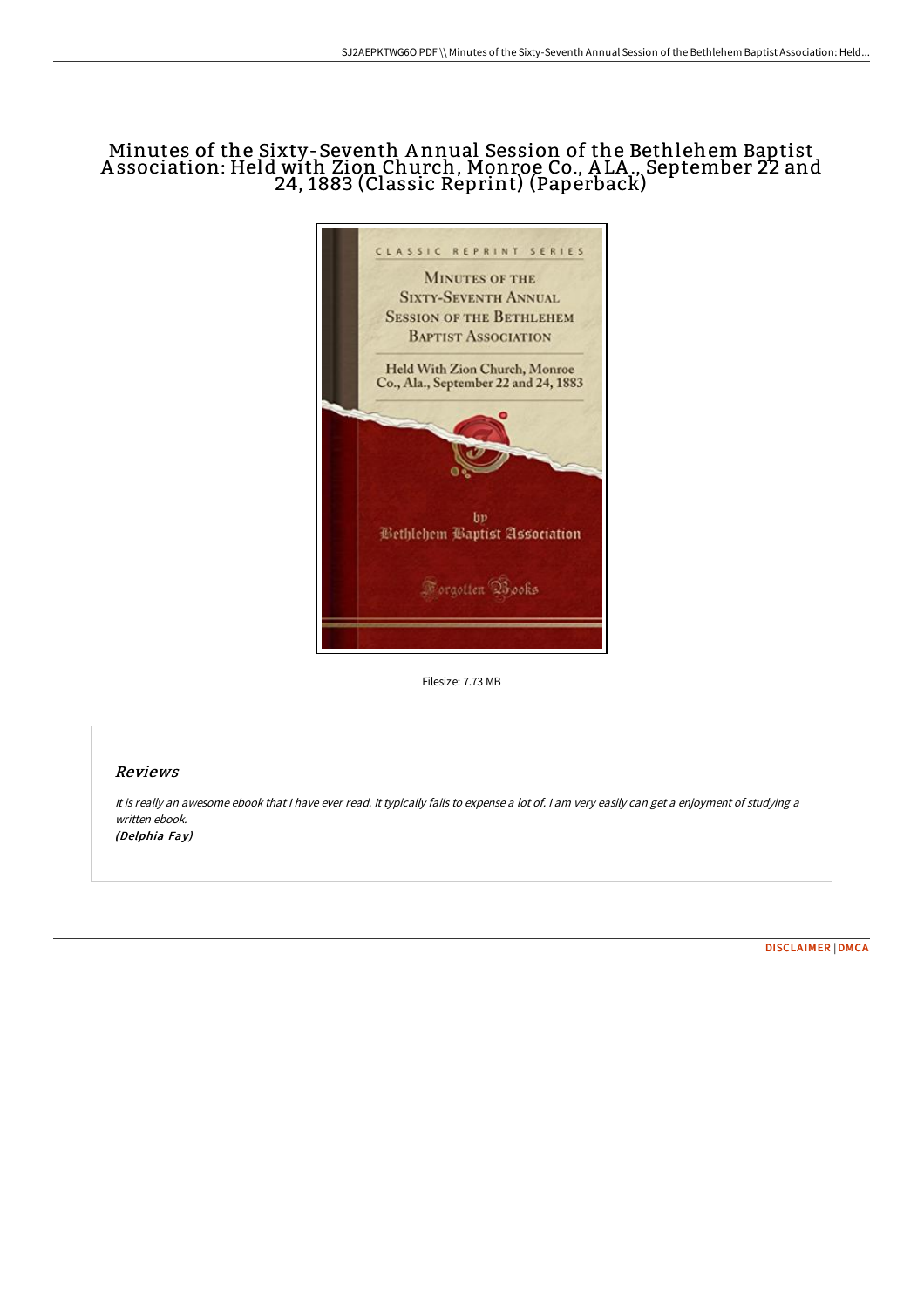# Minutes of the Sixty-Seventh Annual Session of the Bethlehem Baptist Association: Held with Zion Church, Monroe Co., ALA., September 22 and 24, 1883 (Classic Reprint) (Paperback)

Filesize: 7.73 MB

## Reviews

*It is really an awesome ebook that I have ever read. It typically fails to expense a lot of. I am very easily can get a enjoyment of studying a written ebook.*
***(Delphia Fay)***

DISCLAIMER | DMCA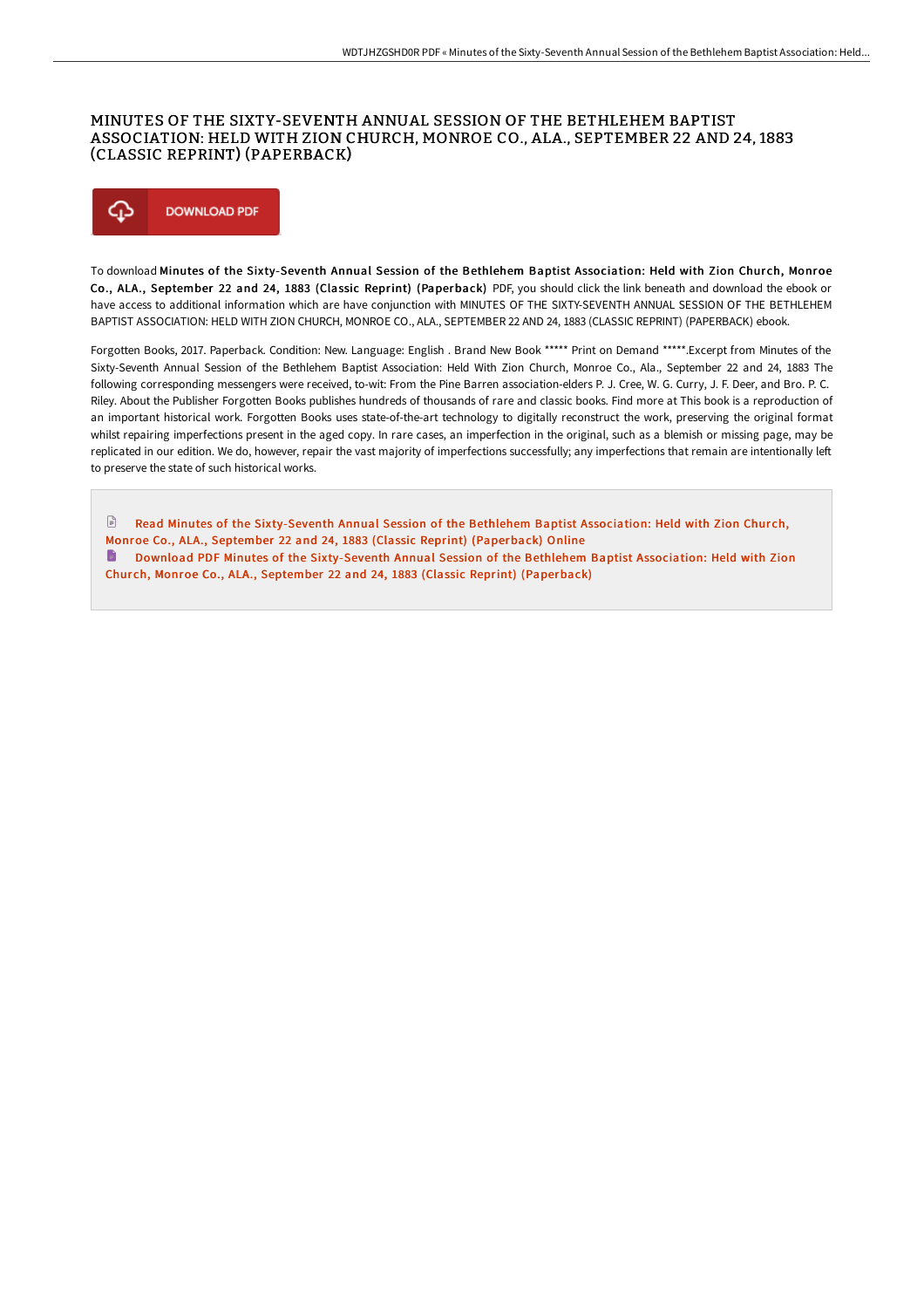# MINUTES OF THE SIXTY-SEVENTH ANNUAL SESSION OF THE BETHLEHEM BAPTIST ASSOCIATION: HELD WITH ZION CHURCH, MONROE CO., ALA., SEPTEMBER 22 AND 24, 1883 (CLASSIC REPRINT) (PAPERBACK)

DOWNLOAD PDF

To download **Minutes of the Sixty-Seventh Annual Session of the Bethlehem Baptist Association: Held with Zion Church, Monroe Co., ALA., September 22 and 24, 1883 (Classic Reprint) (Paperback)** PDF, you should click the link beneath and download the ebook or have access to additional information which are have conjunction with MINUTES OF THE SIXTY-SEVENTH ANNUAL SESSION OF THE BETHLEHEM BAPTIST ASSOCIATION: HELD WITH ZION CHURCH, MONROE CO., ALA., SEPTEMBER 22 AND 24, 1883 (CLASSIC REPRINT) (PAPERBACK) ebook.

Forgotten Books, 2017. Paperback. Condition: New. Language: English . Brand New Book ***** Print on Demand *****.Excerpt from Minutes of the Sixty-Seventh Annual Session of the Bethlehem Baptist Association: Held With Zion Church, Monroe Co., Ala., September 22 and 24, 1883 The following corresponding messengers were received, to-wit: From the Pine Barren association-elders P. J. Cree, W. G. Curry, J. F. Deer, and Bro. P. C. Riley. About the Publisher Forgotten Books publishes hundreds of thousands of rare and classic books. Find more at This book is a reproduction of an important historical work. Forgotten Books uses state-of-the-art technology to digitally reconstruct the work, preserving the original format whilst repairing imperfections present in the aged copy. In rare cases, an imperfection in the original, such as a blemish or missing page, may be replicated in our edition. We do, however, repair the vast majority of imperfections successfully; any imperfections that remain are intentionally left to preserve the state of such historical works.

Read Minutes of the Sixty-Seventh Annual Session of the Bethlehem Baptist Association: Held with Zion Church, Monroe Co., ALA., September 22 and 24, 1883 (Classic Reprint) (Paperback) Online

Download PDF Minutes of the Sixty-Seventh Annual Session of the Bethlehem Baptist Association: Held with Zion Church, Monroe Co., ALA., September 22 and 24, 1883 (Classic Reprint) (Paperback)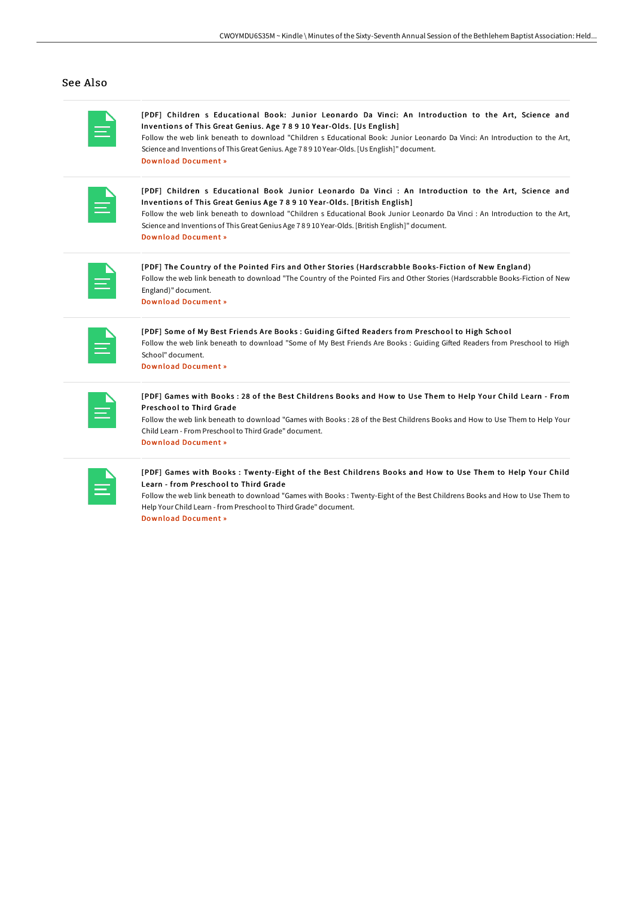## See Also

[PDF] Children s Educational Book: Junior Leonardo Da Vinci: An Introduction to the Art, Science and Inventions of This Great Genius. Age 7 8 9 10 Year-Olds. [Us English]

Follow the web link beneath to download "Children s Educational Book: Junior Leonardo Da Vinci: An Introduction to the Art, Science and Inventions of This Great Genius. Age 7 8 9 10 Year-Olds. [Us English]" document.

Download Document »

[PDF] Children s Educational Book Junior Leonardo Da Vinci : An Introduction to the Art, Science and Inventions of This Great Genius Age 7 8 9 10 Year-Olds. [British English]

Follow the web link beneath to download "Children s Educational Book Junior Leonardo Da Vinci : An Introduction to the Art, Science and Inventions of This Great Genius Age 7 8 9 10 Year-Olds. [British English]" document.

Download Document »

[PDF] The Country of the Pointed Firs and Other Stories (Hardscrabble Books-Fiction of New England)

Follow the web link beneath to download "The Country of the Pointed Firs and Other Stories (Hardscrabble Books-Fiction of New England)" document.

Download Document »

[PDF] Some of My Best Friends Are Books : Guiding Gifted Readers from Preschool to High School

Follow the web link beneath to download "Some of My Best Friends Are Books : Guiding Gifted Readers from Preschool to High School" document.

Download Document »

[PDF] Games with Books : 28 of the Best Childrens Books and How to Use Them to Help Your Child Learn - From Preschool to Third Grade

Follow the web link beneath to download "Games with Books : 28 of the Best Childrens Books and How to Use Them to Help Your Child Learn - From Preschool to Third Grade" document.

Download Document »

[PDF] Games with Books : Twenty-Eight of the Best Childrens Books and How to Use Them to Help Your Child Learn - from Preschool to Third Grade

Follow the web link beneath to download "Games with Books : Twenty-Eight of the Best Childrens Books and How to Use Them to Help Your Child Learn - from Preschool to Third Grade" document.

Download Document »